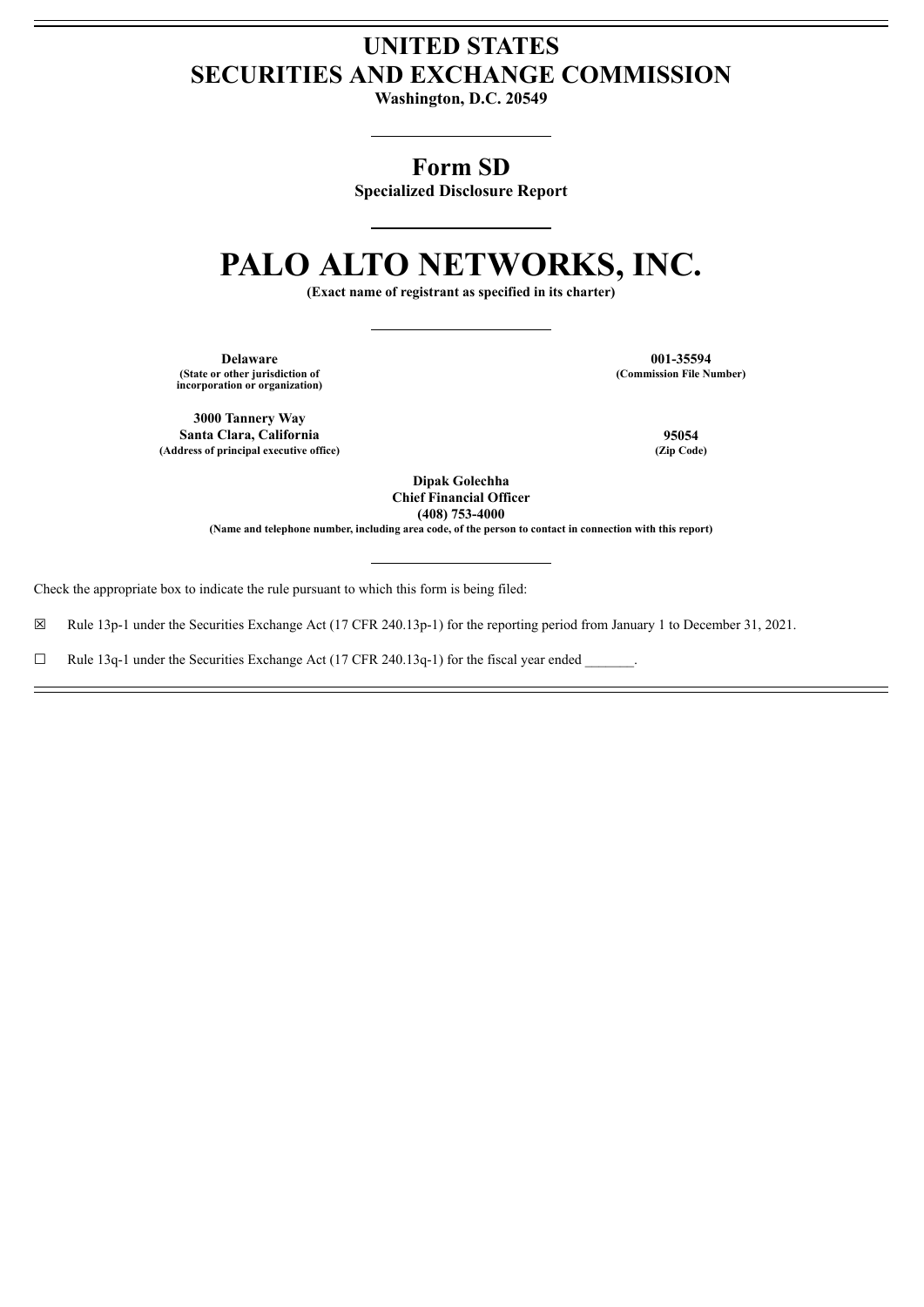# UNITED STATES
# SECURITIES AND EXCHANGE COMMISSION

**Washington, D.C. 20549**

## Form SD

**Specialized Disclosure Report**

# PALO ALTO NETWORKS, INC.

**(Exact name of registrant as specified in its charter)**

| | |
|---|---|
| **Delaware** | **001-35594** |
| **(State or other jurisdiction of incorporation or organization)** | **(Commission File Number)** |
| **3000 Tannery Way** | |
| **Santa Clara, California** | **95054** |
| **(Address of principal executive office)** | **(Zip Code)** |

**Dipak Golechha**
**Chief Financial Officer**
**(408) 753-4000**
**(Name and telephone number, including area code, of the person to contact in connection with this report)**

Check the appropriate box to indicate the rule pursuant to which this form is being filed:

☒ Rule 13p-1 under the Securities Exchange Act (17 CFR 240.13p-1) for the reporting period from January 1 to December 31, 2021.

☐ Rule 13q-1 under the Securities Exchange Act (17 CFR 240.13q-1) for the fiscal year ended _______.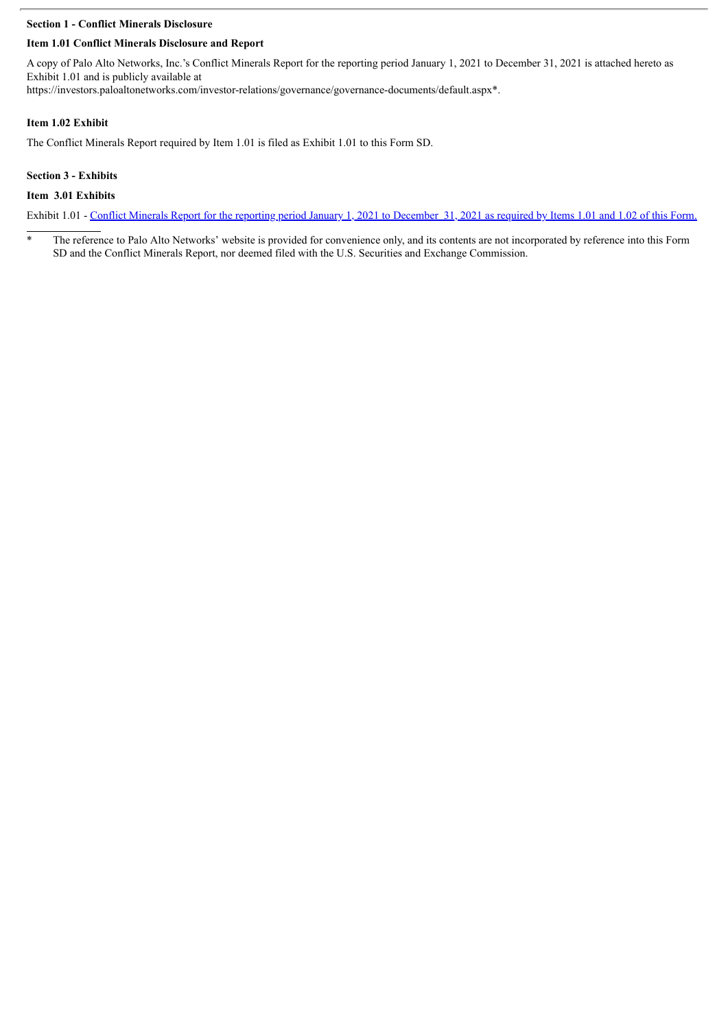**Section 1 - Conflict Minerals Disclosure**

**Item 1.01 Conflict Minerals Disclosure and Report**

A copy of Palo Alto Networks, Inc.'s Conflict Minerals Report for the reporting period January 1, 2021 to December 31, 2021 is attached hereto as Exhibit 1.01 and is publicly available at https://investors.paloaltonetworks.com/investor-relations/governance/governance-documents/default.aspx*.

**Item 1.02 Exhibit**

The Conflict Minerals Report required by Item 1.01 is filed as Exhibit 1.01 to this Form SD.

**Section 3 - Exhibits**

**Item 3.01 Exhibits**

Exhibit 1.01 - Conflict Minerals Report for the reporting period January 1, 2021 to December 31, 2021 as required by Items 1.01 and 1.02 of this Form.

---

\* The reference to Palo Alto Networks' website is provided for convenience only, and its contents are not incorporated by reference into this Form SD and the Conflict Minerals Report, nor deemed filed with the U.S. Securities and Exchange Commission.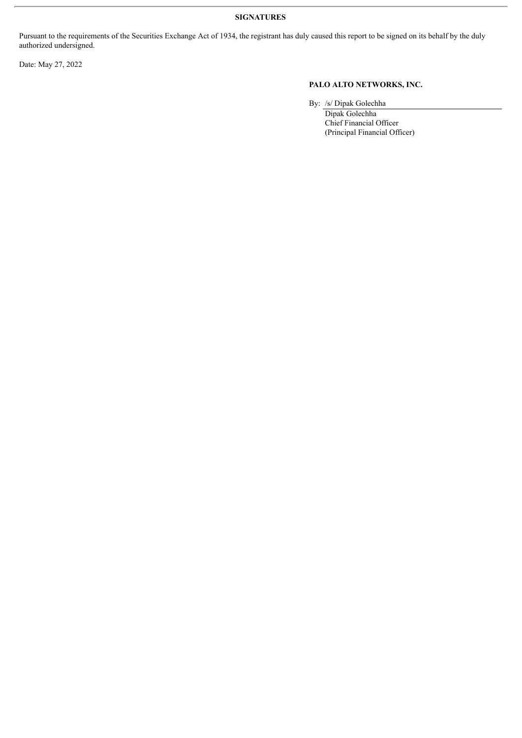**SIGNATURES**

Pursuant to the requirements of the Securities Exchange Act of 1934, the registrant has duly caused this report to be signed on its behalf by the duly authorized undersigned.

Date: May 27, 2022

**PALO ALTO NETWORKS, INC.**

By: /s/ Dipak Golechha

Dipak Golechha
Chief Financial Officer
(Principal Financial Officer)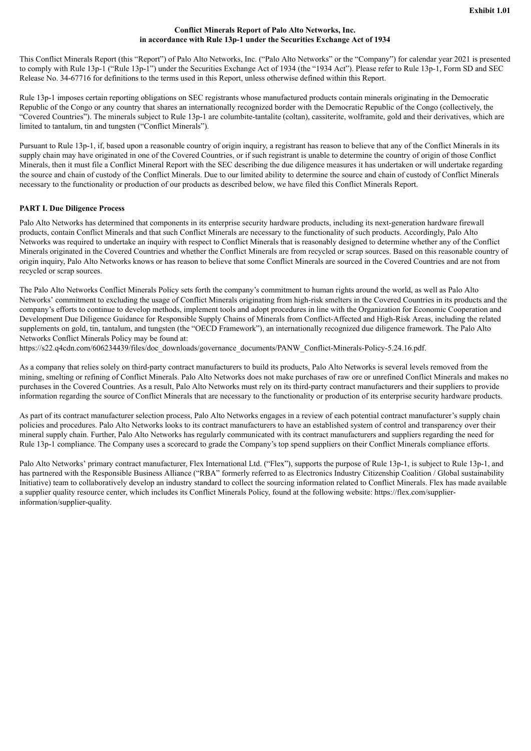**Exhibit 1.01**

**Conflict Minerals Report of Palo Alto Networks, Inc.**
**in accordance with Rule 13p-1 under the Securities Exchange Act of 1934**

This Conflict Minerals Report (this "Report") of Palo Alto Networks, Inc. ("Palo Alto Networks" or the "Company") for calendar year 2021 is presented to comply with Rule 13p-1 ("Rule 13p-1") under the Securities Exchange Act of 1934 (the "1934 Act"). Please refer to Rule 13p-1, Form SD and SEC Release No. 34-67716 for definitions to the terms used in this Report, unless otherwise defined within this Report.

Rule 13p-1 imposes certain reporting obligations on SEC registrants whose manufactured products contain minerals originating in the Democratic Republic of the Congo or any country that shares an internationally recognized border with the Democratic Republic of the Congo (collectively, the "Covered Countries"). The minerals subject to Rule 13p-1 are columbite-tantalite (coltan), cassiterite, wolframite, gold and their derivatives, which are limited to tantalum, tin and tungsten ("Conflict Minerals").

Pursuant to Rule 13p-1, if, based upon a reasonable country of origin inquiry, a registrant has reason to believe that any of the Conflict Minerals in its supply chain may have originated in one of the Covered Countries, or if such registrant is unable to determine the country of origin of those Conflict Minerals, then it must file a Conflict Mineral Report with the SEC describing the due diligence measures it has undertaken or will undertake regarding the source and chain of custody of the Conflict Minerals. Due to our limited ability to determine the source and chain of custody of Conflict Minerals necessary to the functionality or production of our products as described below, we have filed this Conflict Minerals Report.

**PART I. Due Diligence Process**

Palo Alto Networks has determined that components in its enterprise security hardware products, including its next-generation hardware firewall products, contain Conflict Minerals and that such Conflict Minerals are necessary to the functionality of such products. Accordingly, Palo Alto Networks was required to undertake an inquiry with respect to Conflict Minerals that is reasonably designed to determine whether any of the Conflict Minerals originated in the Covered Countries and whether the Conflict Minerals are from recycled or scrap sources. Based on this reasonable country of origin inquiry, Palo Alto Networks knows or has reason to believe that some Conflict Minerals are sourced in the Covered Countries and are not from recycled or scrap sources.

The Palo Alto Networks Conflict Minerals Policy sets forth the company's commitment to human rights around the world, as well as Palo Alto Networks' commitment to excluding the usage of Conflict Minerals originating from high-risk smelters in the Covered Countries in its products and the company's efforts to continue to develop methods, implement tools and adopt procedures in line with the Organization for Economic Cooperation and Development Due Diligence Guidance for Responsible Supply Chains of Minerals from Conflict-Affected and High-Risk Areas, including the related supplements on gold, tin, tantalum, and tungsten (the "OECD Framework"), an internationally recognized due diligence framework. The Palo Alto Networks Conflict Minerals Policy may be found at:
https://s22.q4cdn.com/606234439/files/doc_downloads/governance_documents/PANW_Conflict-Minerals-Policy-5.24.16.pdf.

As a company that relies solely on third-party contract manufacturers to build its products, Palo Alto Networks is several levels removed from the mining, smelting or refining of Conflict Minerals. Palo Alto Networks does not make purchases of raw ore or unrefined Conflict Minerals and makes no purchases in the Covered Countries. As a result, Palo Alto Networks must rely on its third-party contract manufacturers and their suppliers to provide information regarding the source of Conflict Minerals that are necessary to the functionality or production of its enterprise security hardware products.

As part of its contract manufacturer selection process, Palo Alto Networks engages in a review of each potential contract manufacturer's supply chain policies and procedures. Palo Alto Networks looks to its contract manufacturers to have an established system of control and transparency over their mineral supply chain. Further, Palo Alto Networks has regularly communicated with its contract manufacturers and suppliers regarding the need for Rule 13p-1 compliance. The Company uses a scorecard to grade the Company's top spend suppliers on their Conflict Minerals compliance efforts.

Palo Alto Networks' primary contract manufacturer, Flex International Ltd. ("Flex"), supports the purpose of Rule 13p-1, is subject to Rule 13p-1, and has partnered with the Responsible Business Alliance ("RBA" formerly referred to as Electronics Industry Citizenship Coalition / Global sustainability Initiative) team to collaboratively develop an industry standard to collect the sourcing information related to Conflict Minerals. Flex has made available a supplier quality resource center, which includes its Conflict Minerals Policy, found at the following website: https://flex.com/supplier-information/supplier-quality.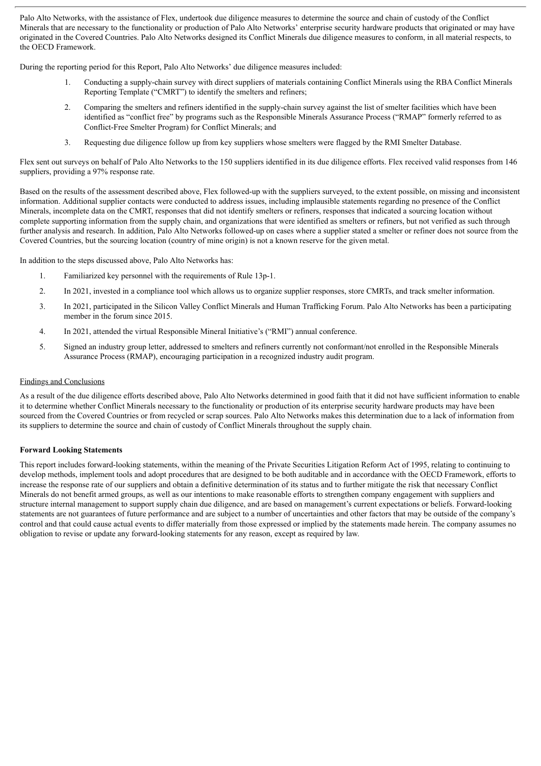Palo Alto Networks, with the assistance of Flex, undertook due diligence measures to determine the source and chain of custody of the Conflict Minerals that are necessary to the functionality or production of Palo Alto Networks' enterprise security hardware products that originated or may have originated in the Covered Countries. Palo Alto Networks designed its Conflict Minerals due diligence measures to conform, in all material respects, to the OECD Framework.

During the reporting period for this Report, Palo Alto Networks' due diligence measures included:

1. Conducting a supply-chain survey with direct suppliers of materials containing Conflict Minerals using the RBA Conflict Minerals Reporting Template ("CMRT") to identify the smelters and refiners;
2. Comparing the smelters and refiners identified in the supply-chain survey against the list of smelter facilities which have been identified as "conflict free" by programs such as the Responsible Minerals Assurance Process ("RMAP" formerly referred to as Conflict-Free Smelter Program) for Conflict Minerals; and
3. Requesting due diligence follow up from key suppliers whose smelters were flagged by the RMI Smelter Database.

Flex sent out surveys on behalf of Palo Alto Networks to the 150 suppliers identified in its due diligence efforts. Flex received valid responses from 146 suppliers, providing a 97% response rate.

Based on the results of the assessment described above, Flex followed-up with the suppliers surveyed, to the extent possible, on missing and inconsistent information. Additional supplier contacts were conducted to address issues, including implausible statements regarding no presence of the Conflict Minerals, incomplete data on the CMRT, responses that did not identify smelters or refiners, responses that indicated a sourcing location without complete supporting information from the supply chain, and organizations that were identified as smelters or refiners, but not verified as such through further analysis and research. In addition, Palo Alto Networks followed-up on cases where a supplier stated a smelter or refiner does not source from the Covered Countries, but the sourcing location (country of mine origin) is not a known reserve for the given metal.

In addition to the steps discussed above, Palo Alto Networks has:

1. Familiarized key personnel with the requirements of Rule 13p-1.
2. In 2021, invested in a compliance tool which allows us to organize supplier responses, store CMRTs, and track smelter information.
3. In 2021, participated in the Silicon Valley Conflict Minerals and Human Trafficking Forum. Palo Alto Networks has been a participating member in the forum since 2015.
4. In 2021, attended the virtual Responsible Mineral Initiative's ("RMI") annual conference.
5. Signed an industry group letter, addressed to smelters and refiners currently not conformant/not enrolled in the Responsible Minerals Assurance Process (RMAP), encouraging participation in a recognized industry audit program.

<u>Findings and Conclusions</u>

As a result of the due diligence efforts described above, Palo Alto Networks determined in good faith that it did not have sufficient information to enable it to determine whether Conflict Minerals necessary to the functionality or production of its enterprise security hardware products may have been sourced from the Covered Countries or from recycled or scrap sources. Palo Alto Networks makes this determination due to a lack of information from its suppliers to determine the source and chain of custody of Conflict Minerals throughout the supply chain.

**Forward Looking Statements**

This report includes forward-looking statements, within the meaning of the Private Securities Litigation Reform Act of 1995, relating to continuing to develop methods, implement tools and adopt procedures that are designed to be both auditable and in accordance with the OECD Framework, efforts to increase the response rate of our suppliers and obtain a definitive determination of its status and to further mitigate the risk that necessary Conflict Minerals do not benefit armed groups, as well as our intentions to make reasonable efforts to strengthen company engagement with suppliers and structure internal management to support supply chain due diligence, and are based on management's current expectations or beliefs. Forward-looking statements are not guarantees of future performance and are subject to a number of uncertainties and other factors that may be outside of the company's control and that could cause actual events to differ materially from those expressed or implied by the statements made herein. The company assumes no obligation to revise or update any forward-looking statements for any reason, except as required by law.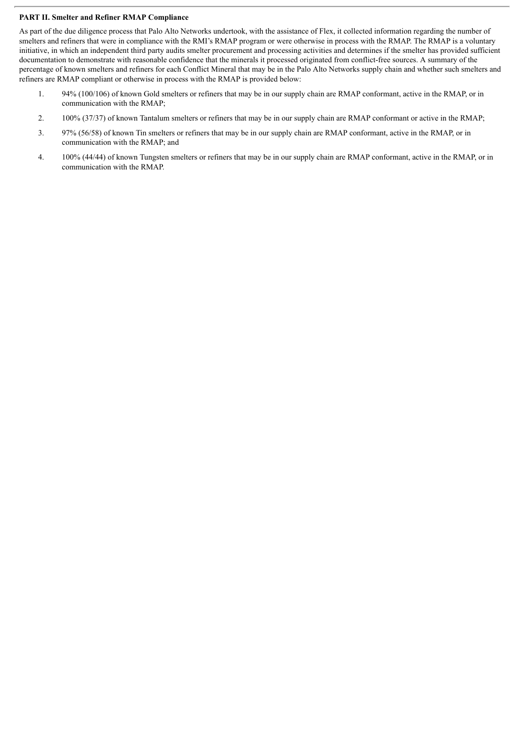**PART II. Smelter and Refiner RMAP Compliance**

As part of the due diligence process that Palo Alto Networks undertook, with the assistance of Flex, it collected information regarding the number of smelters and refiners that were in compliance with the RMI's RMAP program or were otherwise in process with the RMAP. The RMAP is a voluntary initiative, in which an independent third party audits smelter procurement and processing activities and determines if the smelter has provided sufficient documentation to demonstrate with reasonable confidence that the minerals it processed originated from conflict-free sources. A summary of the percentage of known smelters and refiners for each Conflict Mineral that may be in the Palo Alto Networks supply chain and whether such smelters and refiners are RMAP compliant or otherwise in process with the RMAP is provided below:

1. 94% (100/106) of known Gold smelters or refiners that may be in our supply chain are RMAP conformant, active in the RMAP, or in communication with the RMAP;
2. 100% (37/37) of known Tantalum smelters or refiners that may be in our supply chain are RMAP conformant or active in the RMAP;
3. 97% (56/58) of known Tin smelters or refiners that may be in our supply chain are RMAP conformant, active in the RMAP, or in communication with the RMAP; and
4. 100% (44/44) of known Tungsten smelters or refiners that may be in our supply chain are RMAP conformant, active in the RMAP, or in communication with the RMAP.